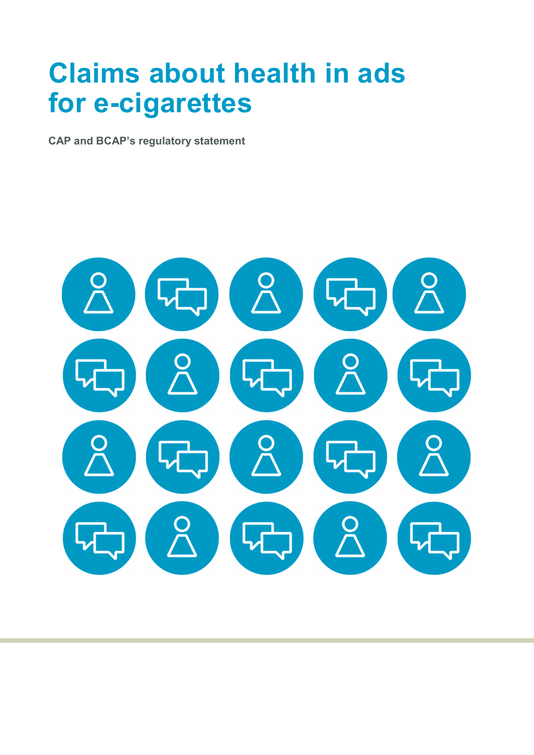# Claims about health in ads for e-cigarettes

**CAP and BCAP's regulatory statement**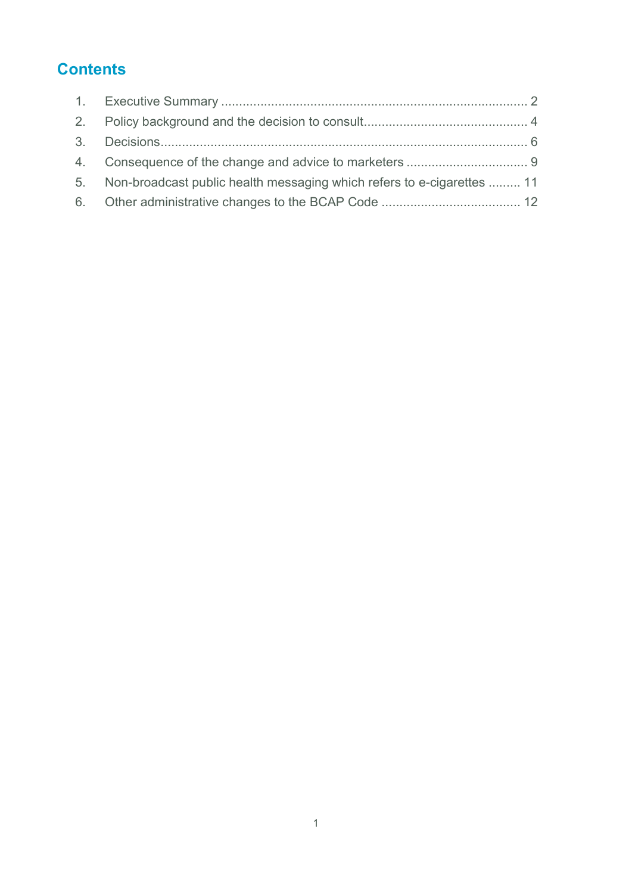## Contents

1. Executive Summary ..................................................................................... 2
2. Policy background and the decision to consult............................................. 4
3. Decisions...................................................................................................... 6
4. Consequence of the change and advice to marketers .................................. 9
5. Non-broadcast public health messaging which refers to e-cigarettes ......... 11
6. Other administrative changes to the BCAP Code ....................................... 12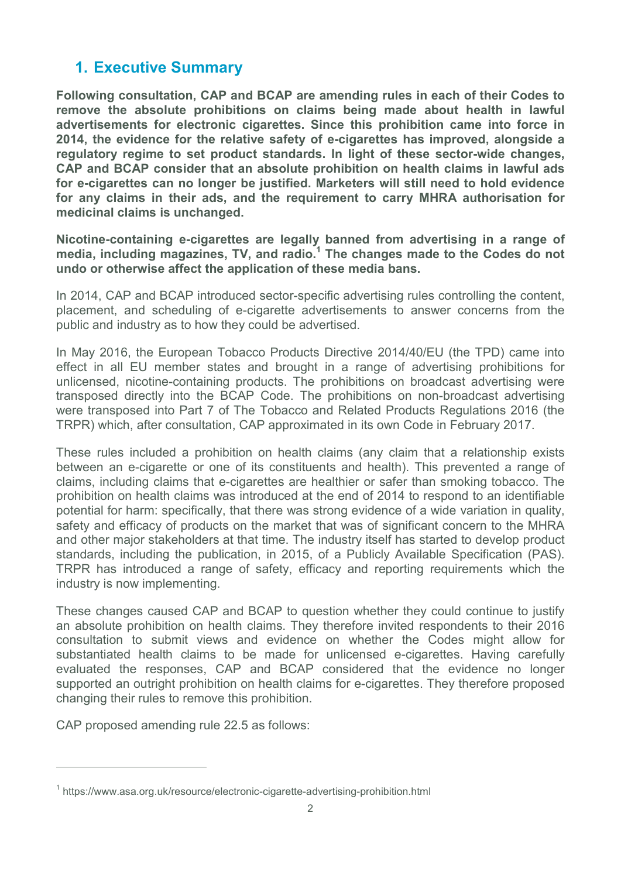## 1. Executive Summary

**Following consultation, CAP and BCAP are amending rules in each of their Codes to remove the absolute prohibitions on claims being made about health in lawful advertisements for electronic cigarettes. Since this prohibition came into force in 2014, the evidence for the relative safety of e-cigarettes has improved, alongside a regulatory regime to set product standards. In light of these sector-wide changes, CAP and BCAP consider that an absolute prohibition on health claims in lawful ads for e-cigarettes can no longer be justified. Marketers will still need to hold evidence for any claims in their ads, and the requirement to carry MHRA authorisation for medicinal claims is unchanged.**

**Nicotine-containing e-cigarettes are legally banned from advertising in a range of media, including magazines, TV, and radio.[1] The changes made to the Codes do not undo or otherwise affect the application of these media bans.**

In 2014, CAP and BCAP introduced sector-specific advertising rules controlling the content, placement, and scheduling of e-cigarette advertisements to answer concerns from the public and industry as to how they could be advertised.

In May 2016, the European Tobacco Products Directive 2014/40/EU (the TPD) came into effect in all EU member states and brought in a range of advertising prohibitions for unlicensed, nicotine-containing products. The prohibitions on broadcast advertising were transposed directly into the BCAP Code. The prohibitions on non-broadcast advertising were transposed into Part 7 of The Tobacco and Related Products Regulations 2016 (the TRPR) which, after consultation, CAP approximated in its own Code in February 2017.

These rules included a prohibition on health claims (any claim that a relationship exists between an e-cigarette or one of its constituents and health). This prevented a range of claims, including claims that e-cigarettes are healthier or safer than smoking tobacco. The prohibition on health claims was introduced at the end of 2014 to respond to an identifiable potential for harm: specifically, that there was strong evidence of a wide variation in quality, safety and efficacy of products on the market that was of significant concern to the MHRA and other major stakeholders at that time. The industry itself has started to develop product standards, including the publication, in 2015, of a Publicly Available Specification (PAS). TRPR has introduced a range of safety, efficacy and reporting requirements which the industry is now implementing.

These changes caused CAP and BCAP to question whether they could continue to justify an absolute prohibition on health claims. They therefore invited respondents to their 2016 consultation to submit views and evidence on whether the Codes might allow for substantiated health claims to be made for unlicensed e-cigarettes. Having carefully evaluated the responses, CAP and BCAP considered that the evidence no longer supported an outright prohibition on health claims for e-cigarettes. They therefore proposed changing their rules to remove this prohibition.

CAP proposed amending rule 22.5 as follows:

---

[1] https://www.asa.org.uk/resource/electronic-cigarette-advertising-prohibition.html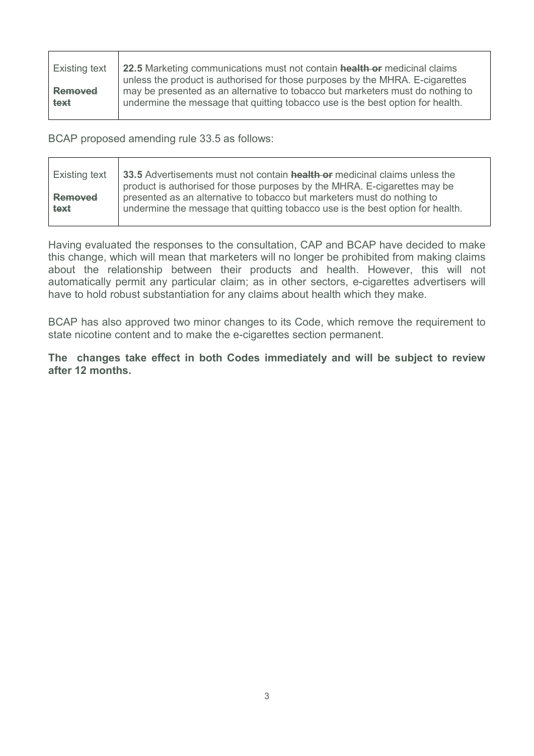| Existing text<br><br>~~**Removed text**~~ | **22.5** Marketing communications must not contain ~~**health or**~~ medicinal claims unless the product is authorised for those purposes by the MHRA. E-cigarettes may be presented as an alternative to tobacco but marketers must do nothing to undermine the message that quitting tobacco use is the best option for health. |
|---|---|

BCAP proposed amending rule 33.5 as follows:

| Existing text<br><br>~~**Removed text**~~ | **33.5** Advertisements must not contain ~~**health or**~~ medicinal claims unless the product is authorised for those purposes by the MHRA. E-cigarettes may be presented as an alternative to tobacco but marketers must do nothing to undermine the message that quitting tobacco use is the best option for health. |
|---|---|

Having evaluated the responses to the consultation, CAP and BCAP have decided to make this change, which will mean that marketers will no longer be prohibited from making claims about the relationship between their products and health. However, this will not automatically permit any particular claim; as in other sectors, e-cigarettes advertisers will have to hold robust substantiation for any claims about health which they make.

BCAP has also approved two minor changes to its Code, which remove the requirement to state nicotine content and to make the e-cigarettes section permanent.

**The changes take effect in both Codes immediately and will be subject to review after 12 months.**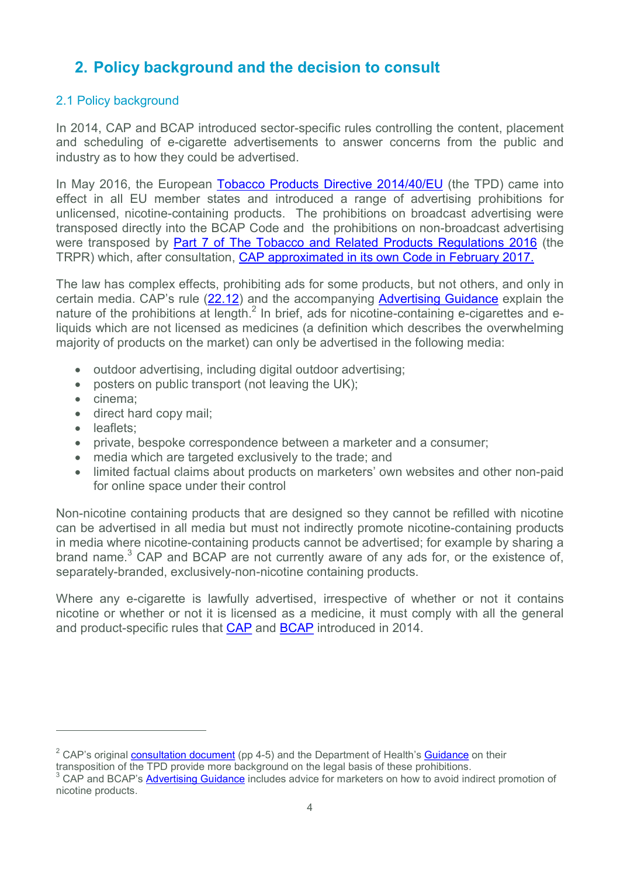## 2. Policy background and the decision to consult

### 2.1 Policy background

In 2014, CAP and BCAP introduced sector-specific rules controlling the content, placement and scheduling of e-cigarette advertisements to answer concerns from the public and industry as to how they could be advertised.

In May 2016, the European Tobacco Products Directive 2014/40/EU (the TPD) came into effect in all EU member states and introduced a range of advertising prohibitions for unlicensed, nicotine-containing products. The prohibitions on broadcast advertising were transposed directly into the BCAP Code and the prohibitions on non-broadcast advertising were transposed by Part 7 of The Tobacco and Related Products Regulations 2016 (the TRPR) which, after consultation, CAP approximated in its own Code in February 2017.

The law has complex effects, prohibiting ads for some products, but not others, and only in certain media. CAP's rule (22.12) and the accompanying Advertising Guidance explain the nature of the prohibitions at length.[2] In brief, ads for nicotine-containing e-cigarettes and e-liquids which are not licensed as medicines (a definition which describes the overwhelming majority of products on the market) can only be advertised in the following media:

- outdoor advertising, including digital outdoor advertising;
- posters on public transport (not leaving the UK);
- cinema;
- direct hard copy mail;
- leaflets;
- private, bespoke correspondence between a marketer and a consumer;
- media which are targeted exclusively to the trade; and
- limited factual claims about products on marketers' own websites and other non-paid for online space under their control

Non-nicotine containing products that are designed so they cannot be refilled with nicotine can be advertised in all media but must not indirectly promote nicotine-containing products in media where nicotine-containing products cannot be advertised; for example by sharing a brand name.[3] CAP and BCAP are not currently aware of any ads for, or the existence of, separately-branded, exclusively-non-nicotine containing products.

Where any e-cigarette is lawfully advertised, irrespective of whether or not it contains nicotine or whether or not it is licensed as a medicine, it must comply with all the general and product-specific rules that CAP and BCAP introduced in 2014.

---

[2] CAP's original consultation document (pp 4-5) and the Department of Health's Guidance on their transposition of the TPD provide more background on the legal basis of these prohibitions.

[3] CAP and BCAP's Advertising Guidance includes advice for marketers on how to avoid indirect promotion of nicotine products.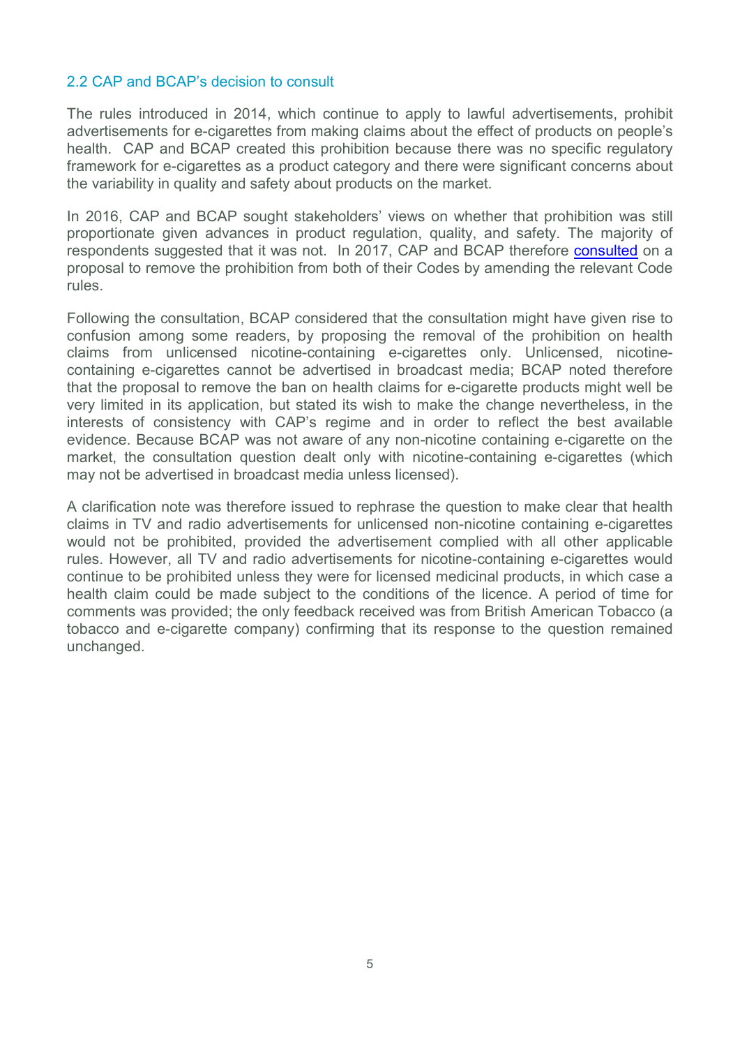## 2.2 CAP and BCAP's decision to consult

The rules introduced in 2014, which continue to apply to lawful advertisements, prohibit advertisements for e-cigarettes from making claims about the effect of products on people's health. CAP and BCAP created this prohibition because there was no specific regulatory framework for e-cigarettes as a product category and there were significant concerns about the variability in quality and safety about products on the market.

In 2016, CAP and BCAP sought stakeholders' views on whether that prohibition was still proportionate given advances in product regulation, quality, and safety. The majority of respondents suggested that it was not. In 2017, CAP and BCAP therefore consulted on a proposal to remove the prohibition from both of their Codes by amending the relevant Code rules.

Following the consultation, BCAP considered that the consultation might have given rise to confusion among some readers, by proposing the removal of the prohibition on health claims from unlicensed nicotine-containing e-cigarettes only. Unlicensed, nicotine-containing e-cigarettes cannot be advertised in broadcast media; BCAP noted therefore that the proposal to remove the ban on health claims for e-cigarette products might well be very limited in its application, but stated its wish to make the change nevertheless, in the interests of consistency with CAP's regime and in order to reflect the best available evidence. Because BCAP was not aware of any non-nicotine containing e-cigarette on the market, the consultation question dealt only with nicotine-containing e-cigarettes (which may not be advertised in broadcast media unless licensed).

A clarification note was therefore issued to rephrase the question to make clear that health claims in TV and radio advertisements for unlicensed non-nicotine containing e-cigarettes would not be prohibited, provided the advertisement complied with all other applicable rules. However, all TV and radio advertisements for nicotine-containing e-cigarettes would continue to be prohibited unless they were for licensed medicinal products, in which case a health claim could be made subject to the conditions of the licence. A period of time for comments was provided; the only feedback received was from British American Tobacco (a tobacco and e-cigarette company) confirming that its response to the question remained unchanged.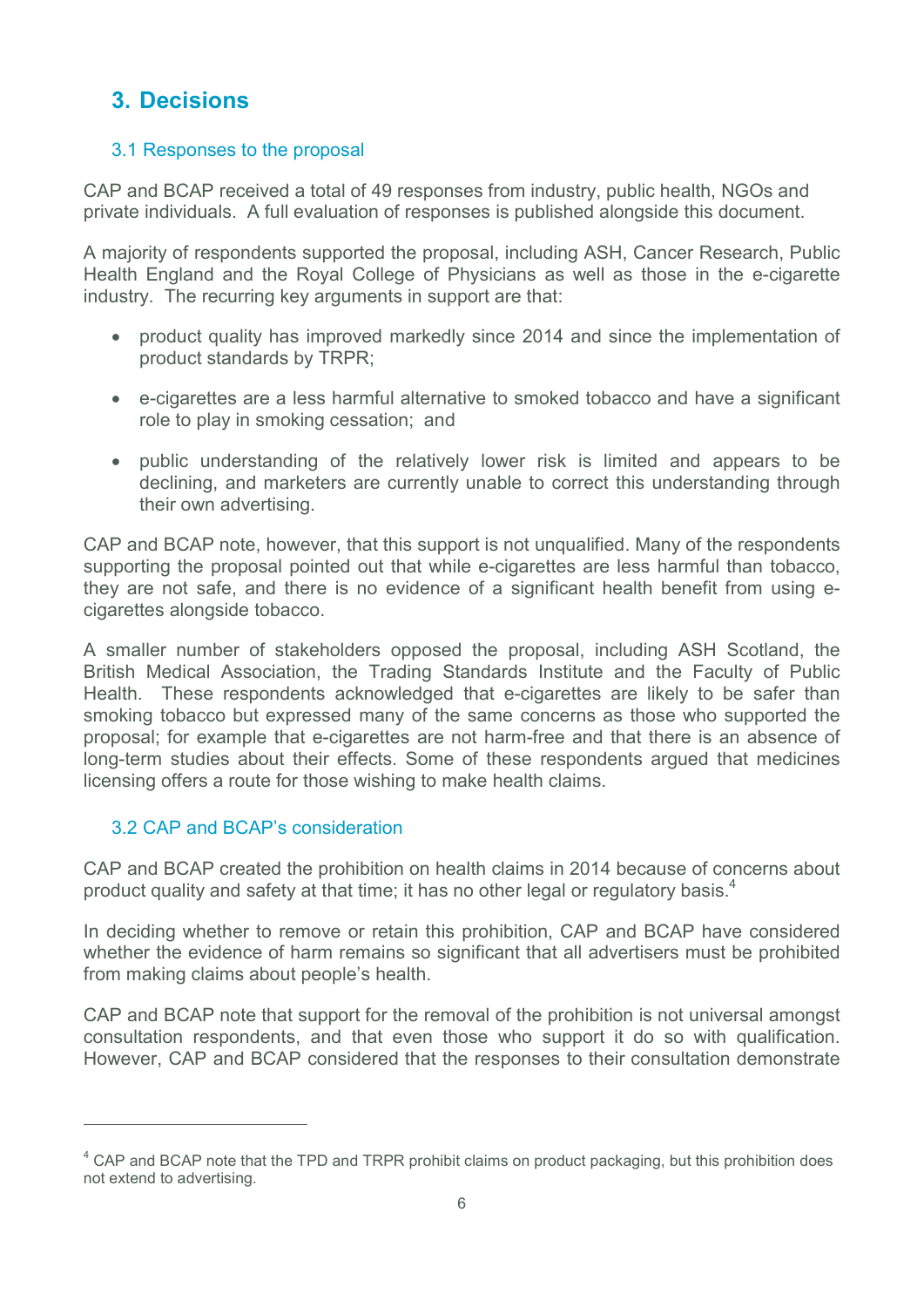## 3. Decisions

### 3.1 Responses to the proposal

CAP and BCAP received a total of 49 responses from industry, public health, NGOs and private individuals. A full evaluation of responses is published alongside this document.

A majority of respondents supported the proposal, including ASH, Cancer Research, Public Health England and the Royal College of Physicians as well as those in the e-cigarette industry. The recurring key arguments in support are that:

- product quality has improved markedly since 2014 and since the implementation of product standards by TRPR;
- e-cigarettes are a less harmful alternative to smoked tobacco and have a significant role to play in smoking cessation; and
- public understanding of the relatively lower risk is limited and appears to be declining, and marketers are currently unable to correct this understanding through their own advertising.

CAP and BCAP note, however, that this support is not unqualified. Many of the respondents supporting the proposal pointed out that while e-cigarettes are less harmful than tobacco, they are not safe, and there is no evidence of a significant health benefit from using e-cigarettes alongside tobacco.

A smaller number of stakeholders opposed the proposal, including ASH Scotland, the British Medical Association, the Trading Standards Institute and the Faculty of Public Health. These respondents acknowledged that e-cigarettes are likely to be safer than smoking tobacco but expressed many of the same concerns as those who supported the proposal; for example that e-cigarettes are not harm-free and that there is an absence of long-term studies about their effects. Some of these respondents argued that medicines licensing offers a route for those wishing to make health claims.

### 3.2 CAP and BCAP's consideration

CAP and BCAP created the prohibition on health claims in 2014 because of concerns about product quality and safety at that time; it has no other legal or regulatory basis.[4]

In deciding whether to remove or retain this prohibition, CAP and BCAP have considered whether the evidence of harm remains so significant that all advertisers must be prohibited from making claims about people's health.

CAP and BCAP note that support for the removal of the prohibition is not universal amongst consultation respondents, and that even those who support it do so with qualification. However, CAP and BCAP considered that the responses to their consultation demonstrate

[4] CAP and BCAP note that the TPD and TRPR prohibit claims on product packaging, but this prohibition does not extend to advertising.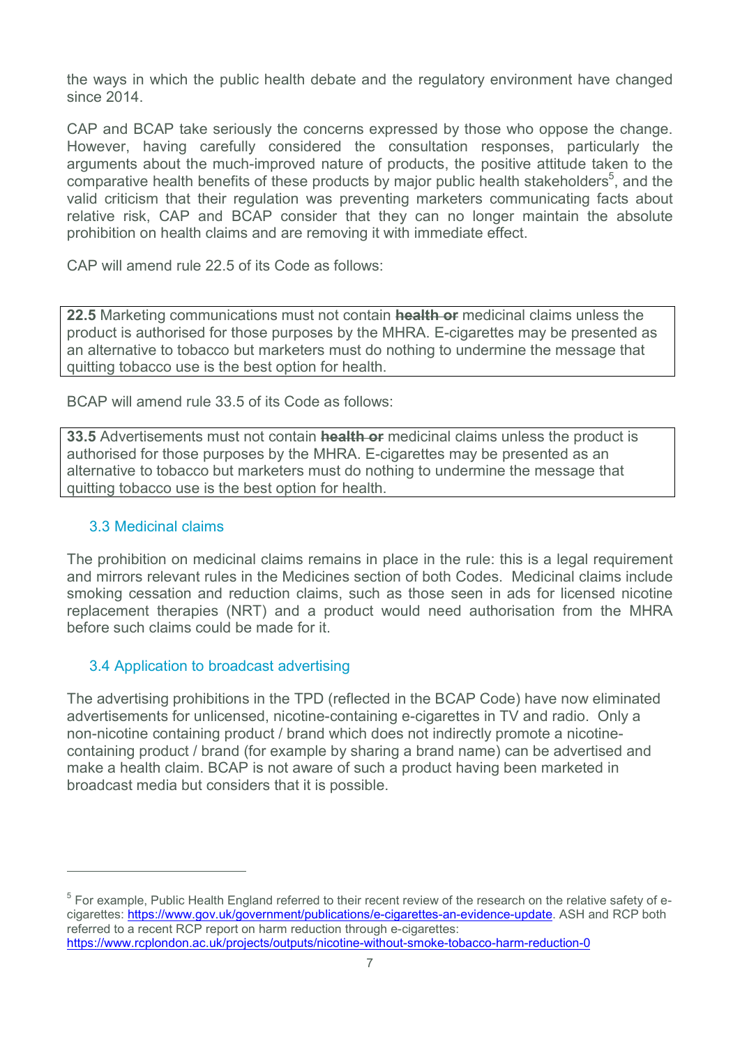the ways in which the public health debate and the regulatory environment have changed since 2014.

CAP and BCAP take seriously the concerns expressed by those who oppose the change. However, having carefully considered the consultation responses, particularly the arguments about the much-improved nature of products, the positive attitude taken to the comparative health benefits of these products by major public health stakeholders[5], and the valid criticism that their regulation was preventing marketers communicating facts about relative risk, CAP and BCAP consider that they can no longer maintain the absolute prohibition on health claims and are removing it with immediate effect.

CAP will amend rule 22.5 of its Code as follows:

> **22.5** Marketing communications must not contain ~~**health or**~~ medicinal claims unless the product is authorised for those purposes by the MHRA. E-cigarettes may be presented as an alternative to tobacco but marketers must do nothing to undermine the message that quitting tobacco use is the best option for health.

BCAP will amend rule 33.5 of its Code as follows:

> **33.5** Advertisements must not contain ~~**health or**~~ medicinal claims unless the product is authorised for those purposes by the MHRA. E-cigarettes may be presented as an alternative to tobacco but marketers must do nothing to undermine the message that quitting tobacco use is the best option for health.

### 3.3 Medicinal claims

The prohibition on medicinal claims remains in place in the rule: this is a legal requirement and mirrors relevant rules in the Medicines section of both Codes. Medicinal claims include smoking cessation and reduction claims, such as those seen in ads for licensed nicotine replacement therapies (NRT) and a product would need authorisation from the MHRA before such claims could be made for it.

### 3.4 Application to broadcast advertising

The advertising prohibitions in the TPD (reflected in the BCAP Code) have now eliminated advertisements for unlicensed, nicotine-containing e-cigarettes in TV and radio. Only a non-nicotine containing product / brand which does not indirectly promote a nicotine-containing product / brand (for example by sharing a brand name) can be advertised and make a health claim. BCAP is not aware of such a product having been marketed in broadcast media but considers that it is possible.

---

[5] For example, Public Health England referred to their recent review of the research on the relative safety of e-cigarettes: https://www.gov.uk/government/publications/e-cigarettes-an-evidence-update. ASH and RCP both referred to a recent RCP report on harm reduction through e-cigarettes: https://www.rcplondon.ac.uk/projects/outputs/nicotine-without-smoke-tobacco-harm-reduction-0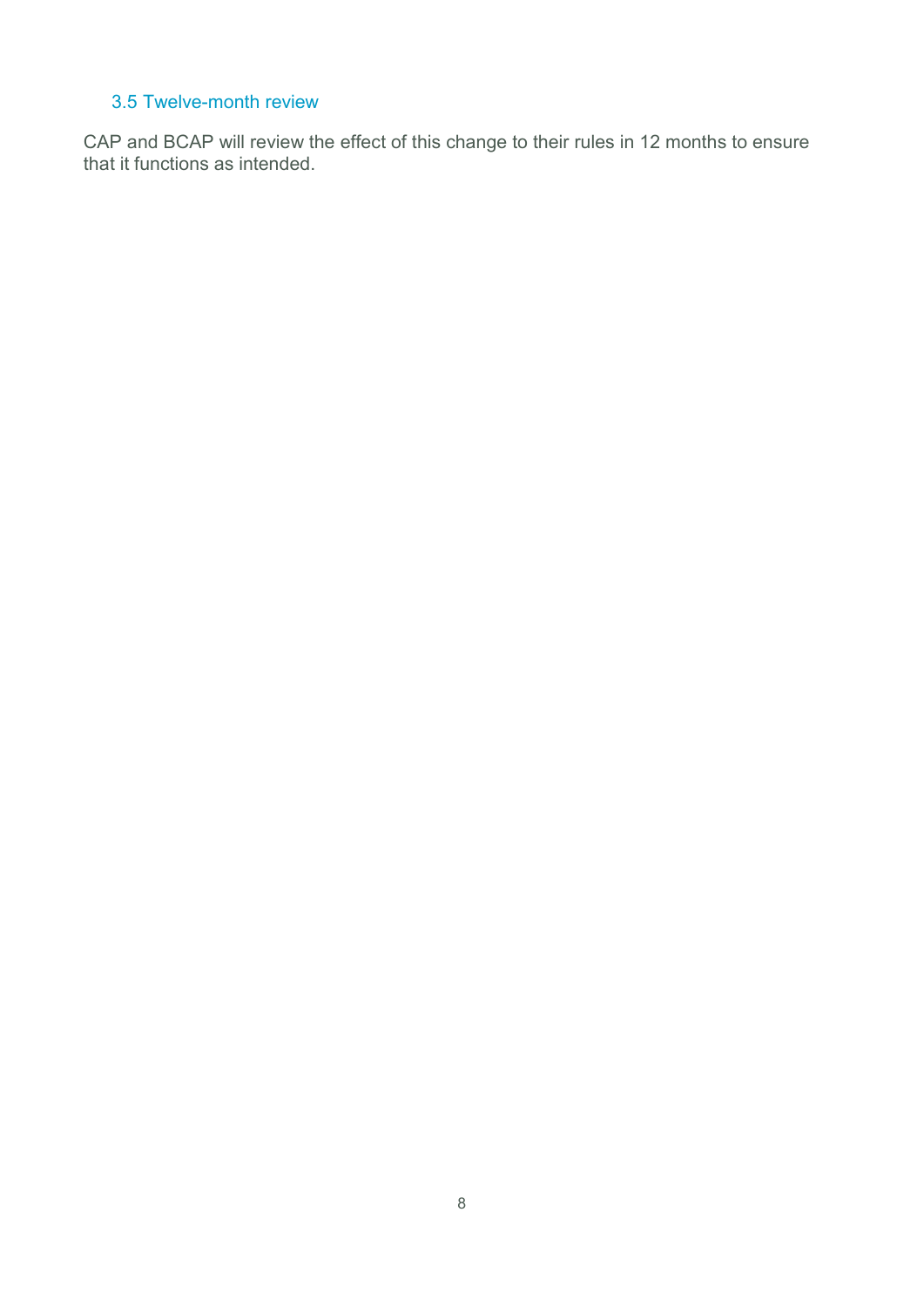### 3.5 Twelve-month review

CAP and BCAP will review the effect of this change to their rules in 12 months to ensure that it functions as intended.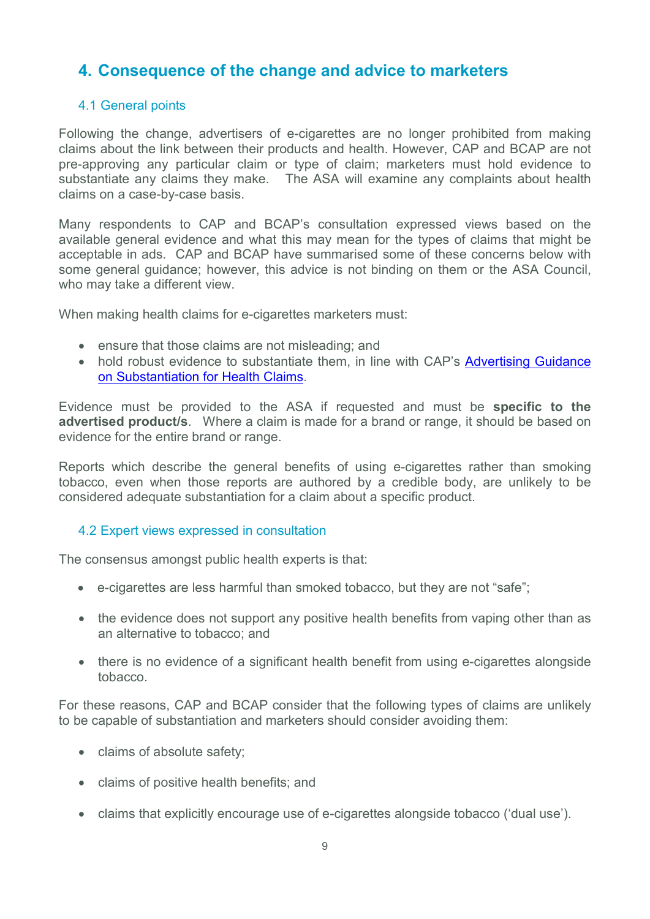## 4. Consequence of the change and advice to marketers

### 4.1 General points

Following the change, advertisers of e-cigarettes are no longer prohibited from making claims about the link between their products and health. However, CAP and BCAP are not pre-approving any particular claim or type of claim; marketers must hold evidence to substantiate any claims they make. The ASA will examine any complaints about health claims on a case-by-case basis.

Many respondents to CAP and BCAP's consultation expressed views based on the available general evidence and what this may mean for the types of claims that might be acceptable in ads. CAP and BCAP have summarised some of these concerns below with some general guidance; however, this advice is not binding on them or the ASA Council, who may take a different view.

When making health claims for e-cigarettes marketers must:

- ensure that those claims are not misleading; and
- hold robust evidence to substantiate them, in line with CAP's Advertising Guidance on Substantiation for Health Claims.

Evidence must be provided to the ASA if requested and must be **specific to the advertised product/s**. Where a claim is made for a brand or range, it should be based on evidence for the entire brand or range.

Reports which describe the general benefits of using e-cigarettes rather than smoking tobacco, even when those reports are authored by a credible body, are unlikely to be considered adequate substantiation for a claim about a specific product.

### 4.2 Expert views expressed in consultation

The consensus amongst public health experts is that:

- e-cigarettes are less harmful than smoked tobacco, but they are not "safe";
- the evidence does not support any positive health benefits from vaping other than as an alternative to tobacco; and
- there is no evidence of a significant health benefit from using e-cigarettes alongside tobacco.

For these reasons, CAP and BCAP consider that the following types of claims are unlikely to be capable of substantiation and marketers should consider avoiding them:

- claims of absolute safety;
- claims of positive health benefits; and
- claims that explicitly encourage use of e-cigarettes alongside tobacco ('dual use').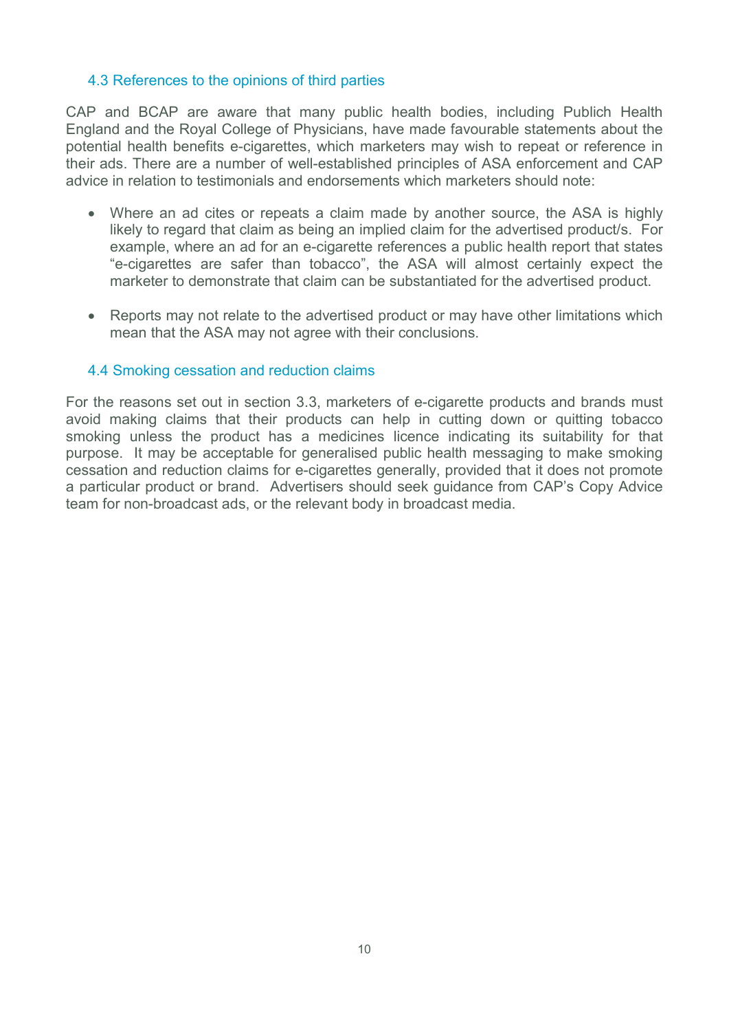### 4.3 References to the opinions of third parties

CAP and BCAP are aware that many public health bodies, including Publich Health England and the Royal College of Physicians, have made favourable statements about the potential health benefits e-cigarettes, which marketers may wish to repeat or reference in their ads. There are a number of well-established principles of ASA enforcement and CAP advice in relation to testimonials and endorsements which marketers should note:

- Where an ad cites or repeats a claim made by another source, the ASA is highly likely to regard that claim as being an implied claim for the advertised product/s. For example, where an ad for an e-cigarette references a public health report that states "e-cigarettes are safer than tobacco", the ASA will almost certainly expect the marketer to demonstrate that claim can be substantiated for the advertised product.

- Reports may not relate to the advertised product or may have other limitations which mean that the ASA may not agree with their conclusions.

### 4.4 Smoking cessation and reduction claims

For the reasons set out in section 3.3, marketers of e-cigarette products and brands must avoid making claims that their products can help in cutting down or quitting tobacco smoking unless the product has a medicines licence indicating its suitability for that purpose. It may be acceptable for generalised public health messaging to make smoking cessation and reduction claims for e-cigarettes generally, provided that it does not promote a particular product or brand. Advertisers should seek guidance from CAP's Copy Advice team for non-broadcast ads, or the relevant body in broadcast media.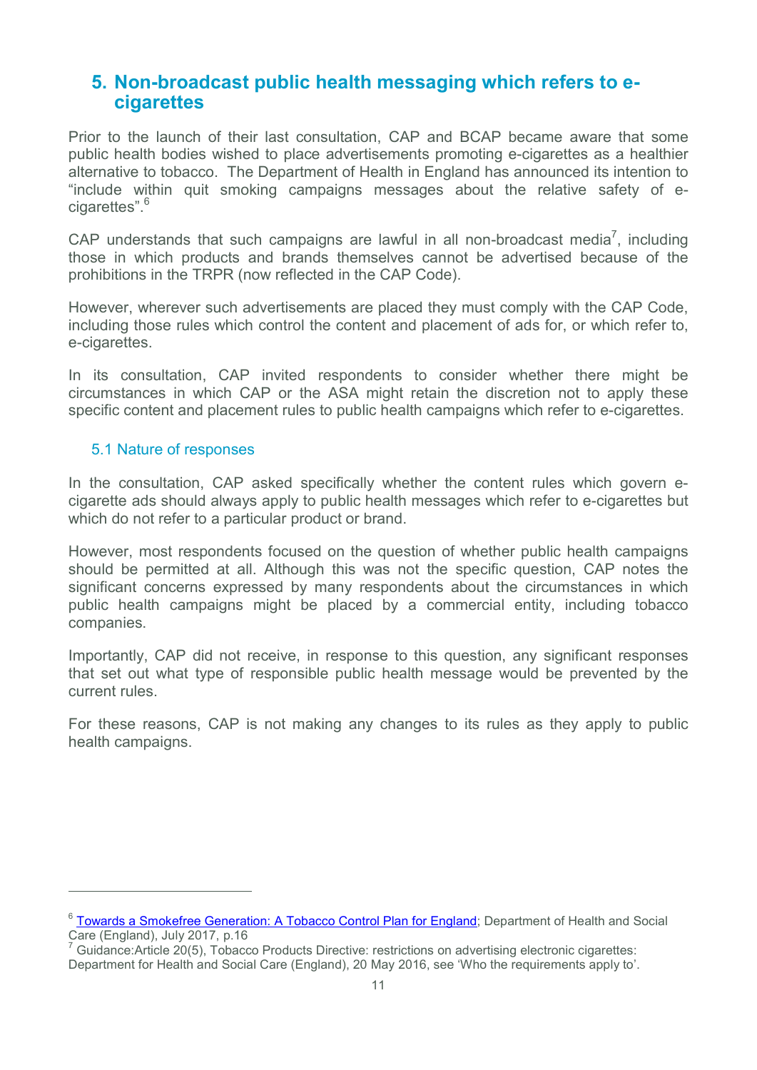## 5. Non-broadcast public health messaging which refers to e-cigarettes

Prior to the launch of their last consultation, CAP and BCAP became aware that some public health bodies wished to place advertisements promoting e-cigarettes as a healthier alternative to tobacco. The Department of Health in England has announced its intention to "include within quit smoking campaigns messages about the relative safety of e-cigarettes".[6]

CAP understands that such campaigns are lawful in all non-broadcast media[7], including those in which products and brands themselves cannot be advertised because of the prohibitions in the TRPR (now reflected in the CAP Code).

However, wherever such advertisements are placed they must comply with the CAP Code, including those rules which control the content and placement of ads for, or which refer to, e-cigarettes.

In its consultation, CAP invited respondents to consider whether there might be circumstances in which CAP or the ASA might retain the discretion not to apply these specific content and placement rules to public health campaigns which refer to e-cigarettes.

### 5.1 Nature of responses

In the consultation, CAP asked specifically whether the content rules which govern e-cigarette ads should always apply to public health messages which refer to e-cigarettes but which do not refer to a particular product or brand.

However, most respondents focused on the question of whether public health campaigns should be permitted at all. Although this was not the specific question, CAP notes the significant concerns expressed by many respondents about the circumstances in which public health campaigns might be placed by a commercial entity, including tobacco companies.

Importantly, CAP did not receive, in response to this question, any significant responses that set out what type of responsible public health message would be prevented by the current rules.

For these reasons, CAP is not making any changes to its rules as they apply to public health campaigns.

---

[6] Towards a Smokefree Generation: A Tobacco Control Plan for England; Department of Health and Social Care (England), July 2017, p.16

[7] Guidance:Article 20(5), Tobacco Products Directive: restrictions on advertising electronic cigarettes: Department for Health and Social Care (England), 20 May 2016, see 'Who the requirements apply to'.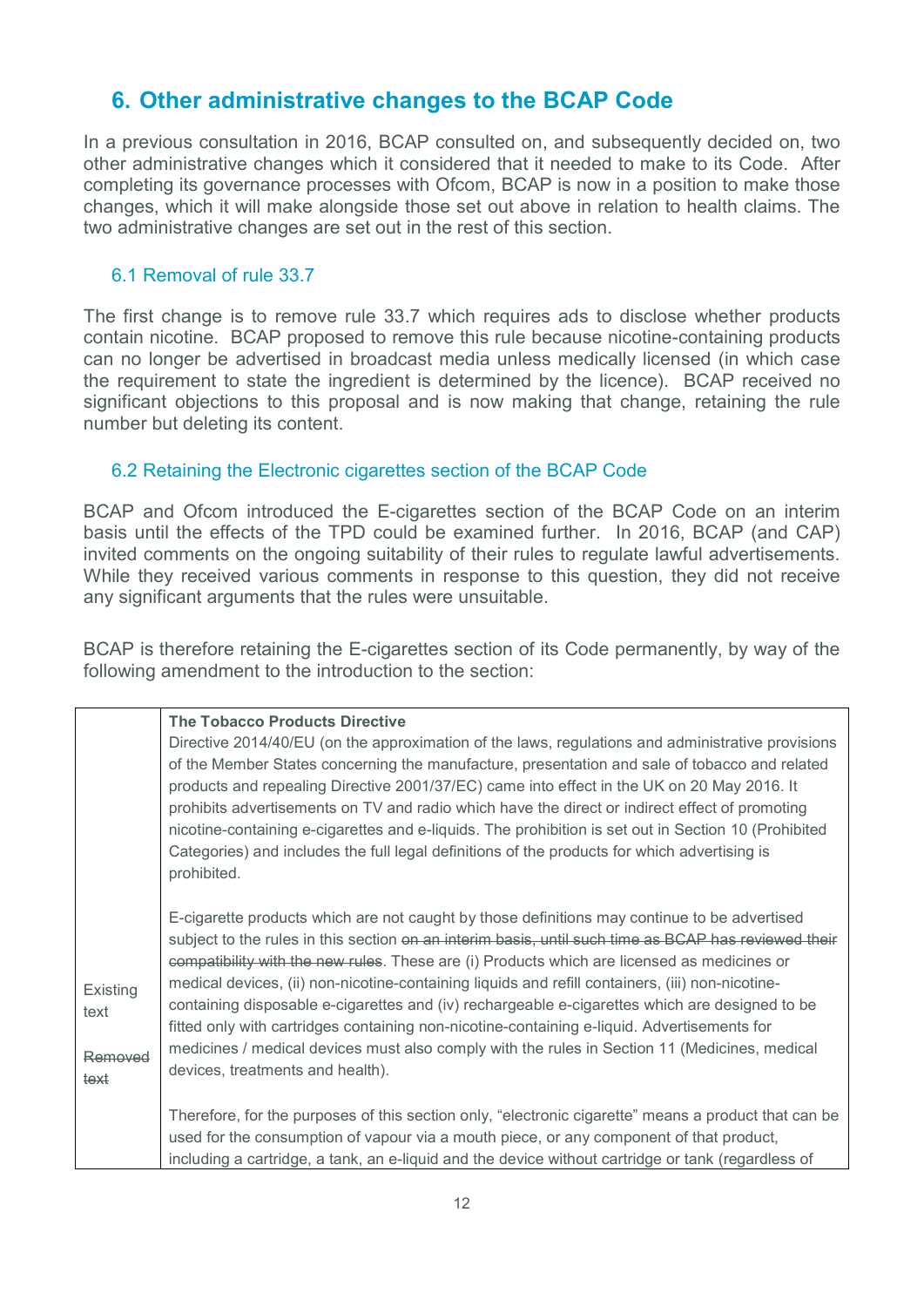## 6. Other administrative changes to the BCAP Code

In a previous consultation in 2016, BCAP consulted on, and subsequently decided on, two other administrative changes which it considered that it needed to make to its Code. After completing its governance processes with Ofcom, BCAP is now in a position to make those changes, which it will make alongside those set out above in relation to health claims. The two administrative changes are set out in the rest of this section.

### 6.1 Removal of rule 33.7

The first change is to remove rule 33.7 which requires ads to disclose whether products contain nicotine. BCAP proposed to remove this rule because nicotine-containing products can no longer be advertised in broadcast media unless medically licensed (in which case the requirement to state the ingredient is determined by the licence). BCAP received no significant objections to this proposal and is now making that change, retaining the rule number but deleting its content.

### 6.2 Retaining the Electronic cigarettes section of the BCAP Code

BCAP and Ofcom introduced the E-cigarettes section of the BCAP Code on an interim basis until the effects of the TPD could be examined further. In 2016, BCAP (and CAP) invited comments on the ongoing suitability of their rules to regulate lawful advertisements. While they received various comments in response to this question, they did not receive any significant arguments that the rules were unsuitable.

BCAP is therefore retaining the E-cigarettes section of its Code permanently, by way of the following amendment to the introduction to the section:

| | |
|---|---|
| Existing text<br><br>~~Removed text~~ | **The Tobacco Products Directive**<br>Directive 2014/40/EU (on the approximation of the laws, regulations and administrative provisions of the Member States concerning the manufacture, presentation and sale of tobacco and related products and repealing Directive 2001/37/EC) came into effect in the UK on 20 May 2016. It prohibits advertisements on TV and radio which have the direct or indirect effect of promoting nicotine-containing e-cigarettes and e-liquids. The prohibition is set out in Section 10 (Prohibited Categories) and includes the full legal definitions of the products for which advertising is prohibited.<br><br>E-cigarette products which are not caught by those definitions may continue to be advertised subject to the rules in this section ~~on an interim basis, until such time as BCAP has reviewed their compatibility with the new rules~~. These are (i) Products which are licensed as medicines or medical devices, (ii) non-nicotine-containing liquids and refill containers, (iii) non-nicotine-containing disposable e-cigarettes and (iv) rechargeable e-cigarettes which are designed to be fitted only with cartridges containing non-nicotine-containing e-liquid. Advertisements for medicines / medical devices must also comply with the rules in Section 11 (Medicines, medical devices, treatments and health).<br><br>Therefore, for the purposes of this section only, "electronic cigarette" means a product that can be used for the consumption of vapour via a mouth piece, or any component of that product, including a cartridge, a tank, an e-liquid and the device without cartridge or tank (regardless of |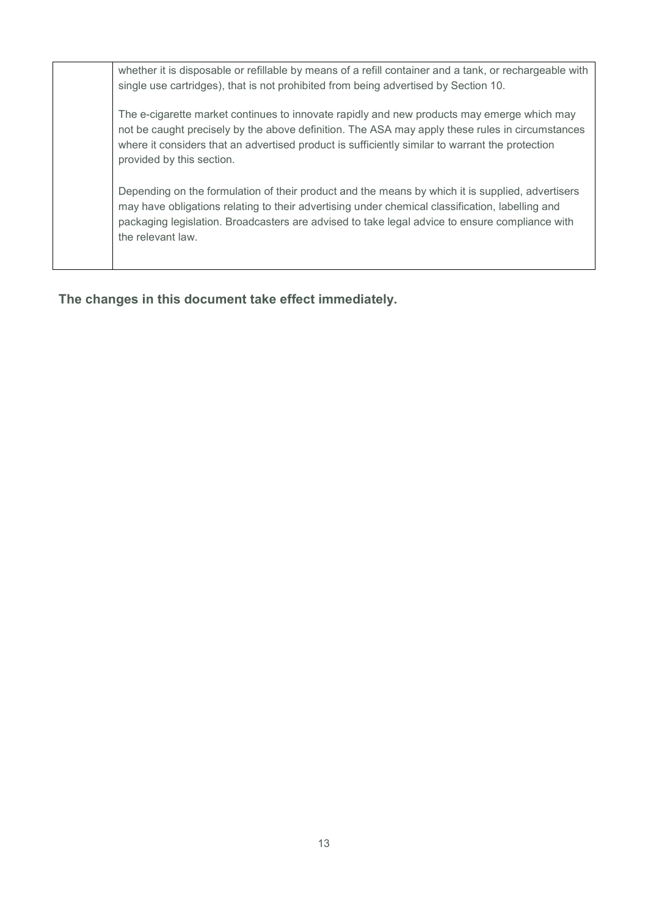| | whether it is disposable or refillable by means of a refill container and a tank, or rechargeable with single use cartridges), that is not prohibited from being advertised by Section 10.<br><br>The e-cigarette market continues to innovate rapidly and new products may emerge which may not be caught precisely by the above definition. The ASA may apply these rules in circumstances where it considers that an advertised product is sufficiently similar to warrant the protection provided by this section.<br><br>Depending on the formulation of their product and the means by which it is supplied, advertisers may have obligations relating to their advertising under chemical classification, labelling and packaging legislation. Broadcasters are advised to take legal advice to ensure compliance with the relevant law. |
|---|---|

**The changes in this document take effect immediately.**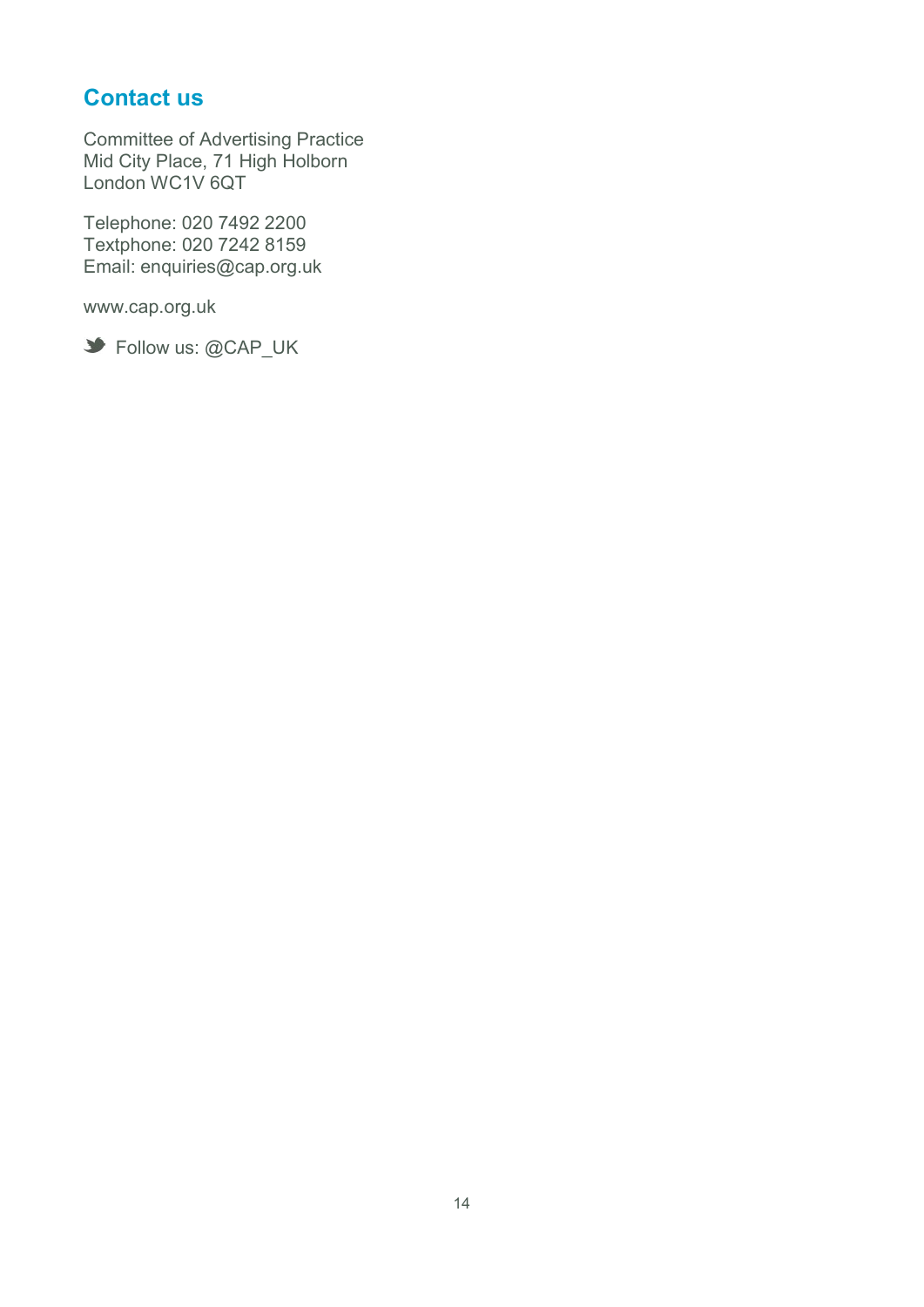## Contact us

Committee of Advertising Practice
Mid City Place, 71 High Holborn
London WC1V 6QT

Telephone: 020 7492 2200
Textphone: 020 7242 8159
Email: enquiries@cap.org.uk

www.cap.org.uk

Follow us: @CAP_UK